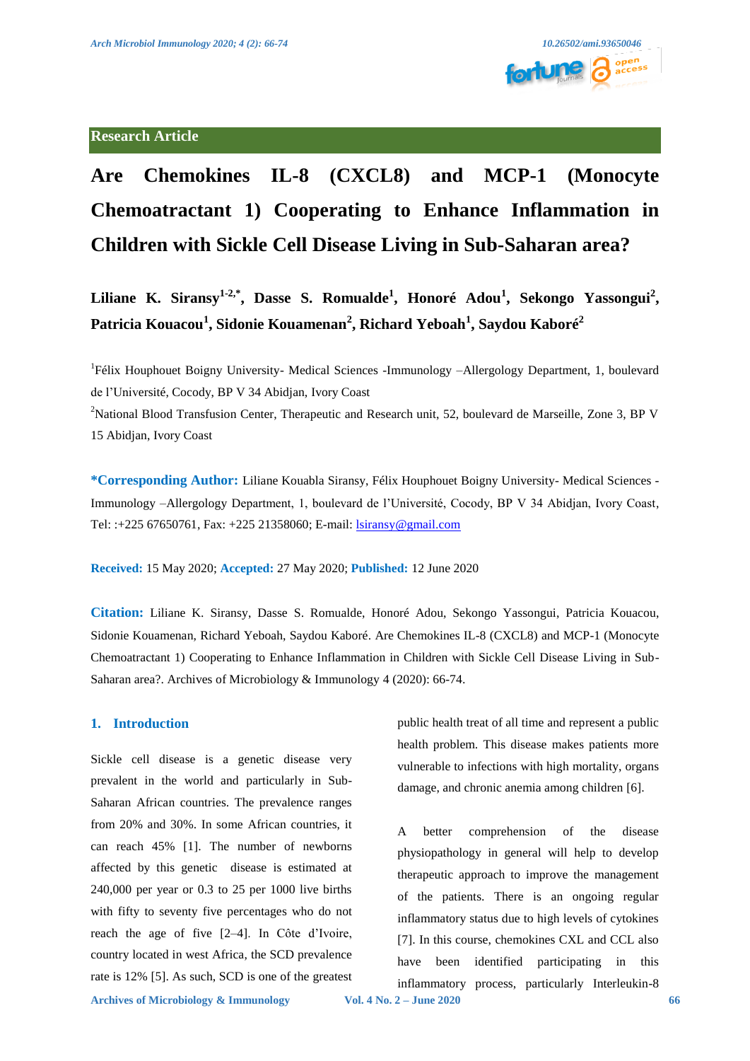Research Article

# Are Chemokines IL-8 (CXCL8) and MCP-1 (Monocyte Chemoatractant 1) Cooperating to Enhance Inflammation in Children with Sickle Cell Disease Living in Sub-Saharan area?

**Liliane K. Siransy[1-2,*], Dasse S. Romualde[1], Honoré Adou[1], Sekongo Yassongui[2], Patricia Kouacou[1], Sidonie Kouamenan[2], Richard Yeboah[1], Saydou Kaboré[2]**

[1]Félix Houphouet Boigny University- Medical Sciences -Immunology –Allergology Department, 1, boulevard de l'Université, Cocody, BP V 34 Abidjan, Ivory Coast

[2]National Blood Transfusion Center, Therapeutic and Research unit, 52, boulevard de Marseille, Zone 3, BP V 15 Abidjan, Ivory Coast

**\*Corresponding Author:** Liliane Kouabla Siransy, Félix Houphouet Boigny University- Medical Sciences -Immunology –Allergology Department, 1, boulevard de l'Université, Cocody, BP V 34 Abidjan, Ivory Coast, Tel: :+225 67650761, Fax: +225 21358060; E-mail: lsiransy@gmail.com

**Received:** 15 May 2020; **Accepted:** 27 May 2020; **Published:** 12 June 2020

**Citation:** Liliane K. Siransy, Dasse S. Romualde, Honoré Adou, Sekongo Yassongui, Patricia Kouacou, Sidonie Kouamenan, Richard Yeboah, Saydou Kaboré. Are Chemokines IL-8 (CXCL8) and MCP-1 (Monocyte Chemoatractant 1) Cooperating to Enhance Inflammation in Children with Sickle Cell Disease Living in Sub-Saharan area?. Archives of Microbiology & Immunology 4 (2020): 66-74.

## 1. Introduction

Sickle cell disease is a genetic disease very prevalent in the world and particularly in Sub-Saharan African countries. The prevalence ranges from 20% and 30%. In some African countries, it can reach 45% [1]. The number of newborns affected by this genetic disease is estimated at 240,000 per year or 0.3 to 25 per 1000 live births with fifty to seventy five percentages who do not reach the age of five [2–4]. In Côte d'Ivoire, country located in west Africa, the SCD prevalence rate is 12% [5]. As such, SCD is one of the greatest public health treat of all time and represent a public health problem. This disease makes patients more vulnerable to infections with high mortality, organs damage, and chronic anemia among children [6].

A better comprehension of the disease physiopathology in general will help to develop therapeutic approach to improve the management of the patients. There is an ongoing regular inflammatory status due to high levels of cytokines [7]. In this course, chemokines CXL and CCL also have been identified participating in this inflammatory process, particularly Interleukin-8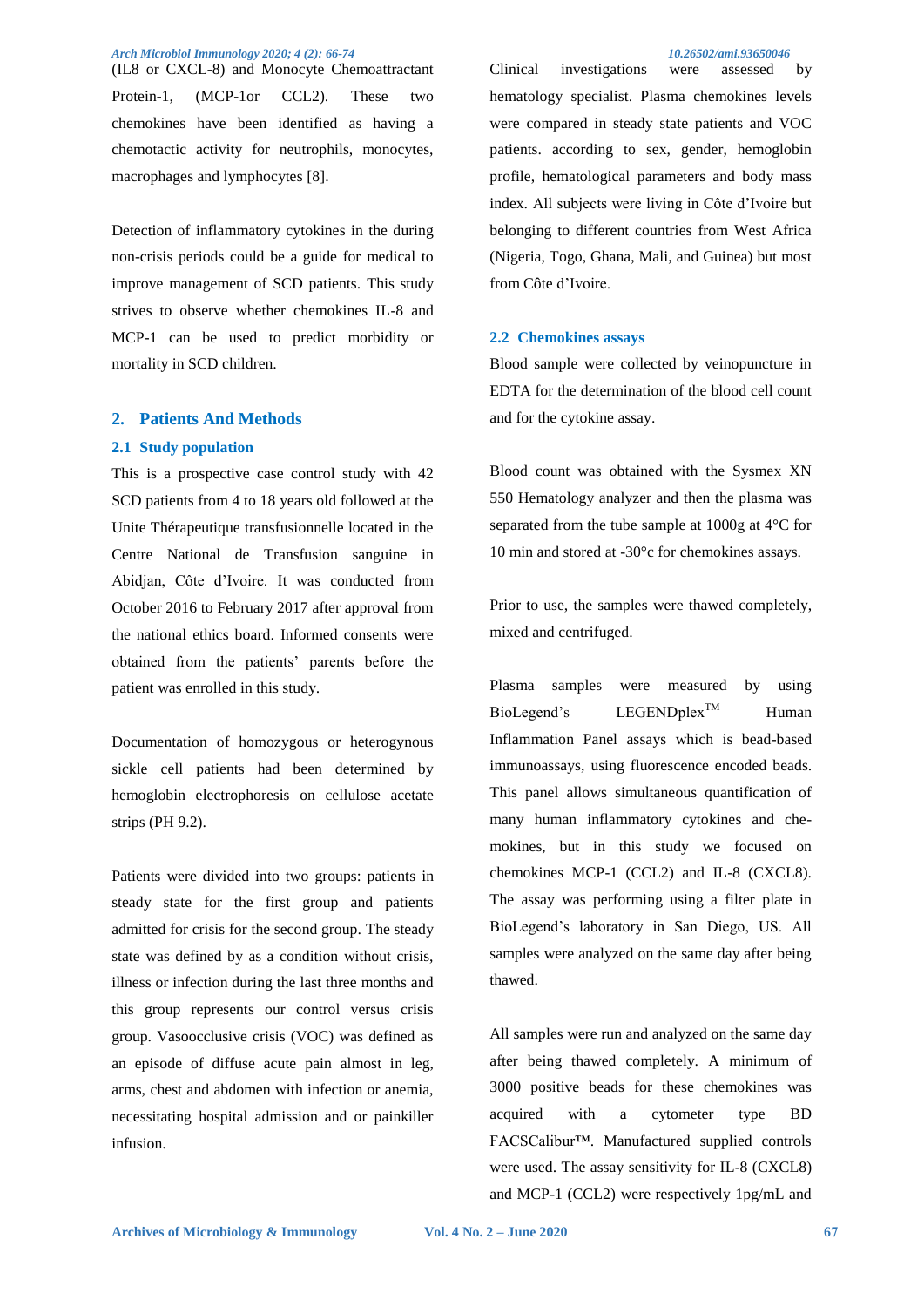(IL8 or CXCL-8) and Monocyte Chemoattractant Protein-1, (MCP-1or CCL2). These two chemokines have been identified as having a chemotactic activity for neutrophils, monocytes, macrophages and lymphocytes [8].

Detection of inflammatory cytokines in the during non-crisis periods could be a guide for medical to improve management of SCD patients. This study strives to observe whether chemokines IL-8 and MCP-1 can be used to predict morbidity or mortality in SCD children.

## 2. Patients And Methods

### 2.1 Study population

This is a prospective case control study with 42 SCD patients from 4 to 18 years old followed at the Unite Thérapeutique transfusionnelle located in the Centre National de Transfusion sanguine in Abidjan, Côte d'Ivoire. It was conducted from October 2016 to February 2017 after approval from the national ethics board. Informed consents were obtained from the patients' parents before the patient was enrolled in this study.

Documentation of homozygous or heterogynous sickle cell patients had been determined by hemoglobin electrophoresis on cellulose acetate strips (PH 9.2).

Patients were divided into two groups: patients in steady state for the first group and patients admitted for crisis for the second group. The steady state was defined by as a condition without crisis, illness or infection during the last three months and this group represents our control versus crisis group. Vasoocclusive crisis (VOC) was defined as an episode of diffuse acute pain almost in leg, arms, chest and abdomen with infection or anemia, necessitating hospital admission and or painkiller infusion.

Clinical investigations were assessed by hematology specialist. Plasma chemokines levels were compared in steady state patients and VOC patients. according to sex, gender, hemoglobin profile, hematological parameters and body mass index. All subjects were living in Côte d'Ivoire but belonging to different countries from West Africa (Nigeria, Togo, Ghana, Mali, and Guinea) but most from Côte d'Ivoire.

### 2.2 Chemokines assays

Blood sample were collected by veinopuncture in EDTA for the determination of the blood cell count and for the cytokine assay.

Blood count was obtained with the Sysmex XN 550 Hematology analyzer and then the plasma was separated from the tube sample at 1000g at 4°C for 10 min and stored at -30°c for chemokines assays.

Prior to use, the samples were thawed completely, mixed and centrifuged.

Plasma samples were measured by using BioLegend's LEGENDplex™ Human Inflammation Panel assays which is bead-based immunoassays, using fluorescence encoded beads. This panel allows simultaneous quantification of many human inflammatory cytokines and chemokines, but in this study we focused on chemokines MCP-1 (CCL2) and IL-8 (CXCL8). The assay was performing using a filter plate in BioLegend's laboratory in San Diego, US. All samples were analyzed on the same day after being thawed.

All samples were run and analyzed on the same day after being thawed completely. A minimum of 3000 positive beads for these chemokines was acquired with a cytometer type BD FACSCalibur™. Manufactured supplied controls were used. The assay sensitivity for IL-8 (CXCL8) and MCP-1 (CCL2) were respectively 1pg/mL and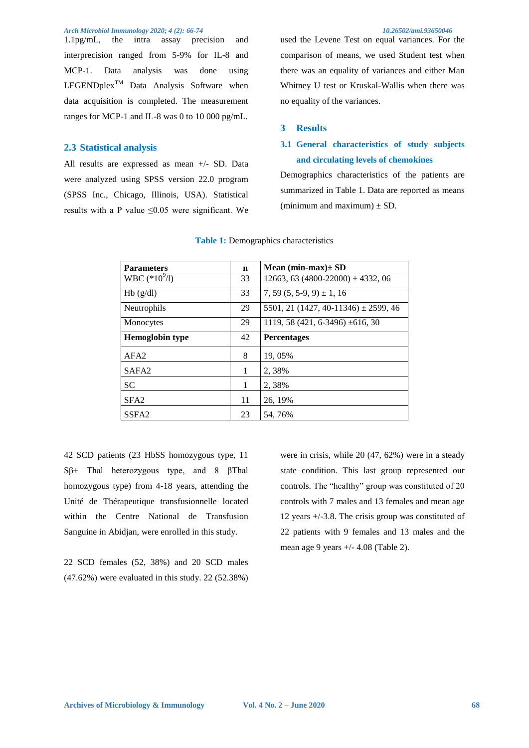1.1pg/mL, the intra assay precision and interprecision ranged from 5-9% for IL-8 and MCP-1. Data analysis was done using LEGENDplex™ Data Analysis Software when data acquisition is completed. The measurement ranges for MCP-1 and IL-8 was 0 to 10 000 pg/mL.

## 2.3 Statistical analysis

All results are expressed as mean +/- SD. Data were analyzed using SPSS version 22.0 program (SPSS Inc., Chicago, Illinois, USA). Statistical results with a P value ≤0.05 were significant. We used the Levene Test on equal variances. For the comparison of means, we used Student test when there was an equality of variances and either Man Whitney U test or Kruskal-Wallis when there was no equality of the variances.

# 3 Results

## 3.1 General characteristics of study subjects and circulating levels of chemokines

Demographics characteristics of the patients are summarized in Table 1. Data are reported as means (minimum and maximum) ± SD.

**Table 1:** Demographics characteristics

| **Parameters** | **n** | **Mean (min-max)± SD** |
|---|---|---|
| WBC (*$10^9$/l) | 33 | 12663, 63 (4800-22000) ± 4332, 06 |
| Hb (g/dl) | 33 | 7, 59 (5, 5-9, 9) ± 1, 16 |
| Neutrophils | 29 | 5501, 21 (1427, 40-11346) ± 2599, 46 |
| Monocytes | 29 | 1119, 58 (421, 6-3496) ±616, 30 |
| **Hemoglobin type** | 42 | **Percentages** |
| AFA2 | 8 | 19, 05% |
| SAFA2 | 1 | 2, 38% |
| SC | 1 | 2, 38% |
| SFA2 | 11 | 26, 19% |
| SSFA2 | 23 | 54, 76% |

42 SCD patients (23 HbSS homozygous type, 11 Sβ+ Thal heterozygous type, and 8 βThal homozygous type) from 4-18 years, attending the Unité de Thérapeutique transfusionnelle located within the Centre National de Transfusion Sanguine in Abidjan, were enrolled in this study.

22 SCD females (52, 38%) and 20 SCD males (47.62%) were evaluated in this study. 22 (52.38%) were in crisis, while 20 (47, 62%) were in a steady state condition. This last group represented our controls. The "healthy" group was constituted of 20 controls with 7 males and 13 females and mean age 12 years +/-3.8. The crisis group was constituted of 22 patients with 9 females and 13 males and the mean age 9 years +/- 4.08 (Table 2).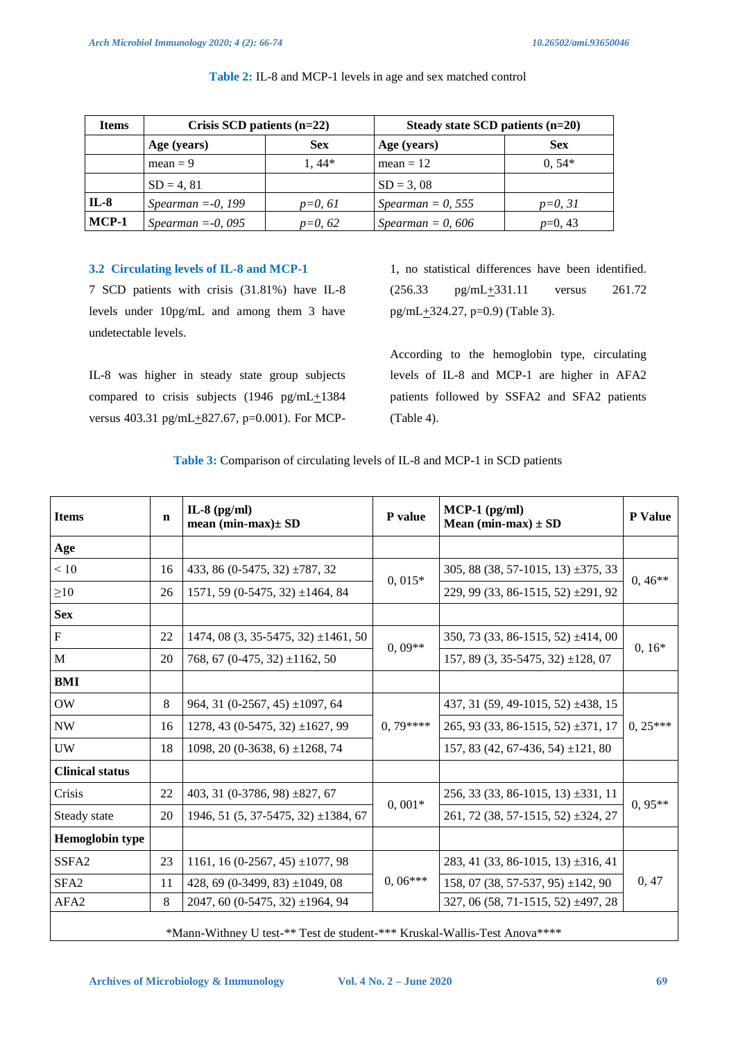**Table 2:** IL-8 and MCP-1 levels in age and sex matched control

| Items | Crisis SCD patients (n=22) | | Steady state SCD patients (n=20) | |
|---|---|---|---|---|
| | Age (years) | Sex | Age (years) | Sex |
| | mean = 9 | 1, 44* | mean = 12 | 0, 54* |
| | SD = 4, 81 | | SD = 3, 08 | |
| **IL-8** | *Spearman =-0, 199* | *p=0, 61* | *Spearman = 0, 555* | *p=0, 31* |
| **MCP-1** | *Spearman =-0, 095* | *p=0, 62* | *Spearman = 0, 606* | *p*=0, 43 |

### 3.2 Circulating levels of IL-8 and MCP-1

7 SCD patients with crisis (31.81%) have IL-8 levels under 10pg/mL and among them 3 have undetectable levels.

IL-8 was higher in steady state group subjects compared to crisis subjects (1946 pg/mL±1384 versus 403.31 pg/mL±827.67, p=0.001). For MCP-1, no statistical differences have been identified. (256.33 pg/mL±331.11 versus 261.72 pg/mL±324.27, p=0.9) (Table 3).

According to the hemoglobin type, circulating levels of IL-8 and MCP-1 are higher in AFA2 patients followed by SSFA2 and SFA2 patients (Table 4).

**Table 3:** Comparison of circulating levels of IL-8 and MCP-1 in SCD patients

| Items | n | IL-8 (pg/ml) mean (min-max)± SD | P value | MCP-1 (pg/ml) Mean (min-max) ± SD | P Value |
|---|---|---|---|---|---|
| **Age** | | | | | |
| < 10 | 16 | 433, 86 (0-5475, 32) ±787, 32 | 0, 015* | 305, 88 (38, 57-1015, 13) ±375, 33 | 0, 46** |
| ≥10 | 26 | 1571, 59 (0-5475, 32) ±1464, 84 | | 229, 99 (33, 86-1515, 52) ±291, 92 | |
| **Sex** | | | | | |
| F | 22 | 1474, 08 (3, 35-5475, 32) ±1461, 50 | 0, 09** | 350, 73 (33, 86-1515, 52) ±414, 00 | 0, 16* |
| M | 20 | 768, 67 (0-475, 32) ±1162, 50 | | 157, 89 (3, 35-5475, 32) ±128, 07 | |
| **BMI** | | | | | |
| OW | 8 | 964, 31 (0-2567, 45) ±1097, 64 | 0, 79**** | 437, 31 (59, 49-1015, 52) ±438, 15 | 0, 25*** |
| NW | 16 | 1278, 43 (0-5475, 32) ±1627, 99 | | 265, 93 (33, 86-1515, 52) ±371, 17 | |
| UW | 18 | 1098, 20 (0-3638, 6) ±1268, 74 | | 157, 83 (42, 67-436, 54) ±121, 80 | |
| **Clinical status** | | | | | |
| Crisis | 22 | 403, 31 (0-3786, 98) ±827, 67 | 0, 001* | 256, 33 (33, 86-1015, 13) ±331, 11 | 0, 95** |
| Steady state | 20 | 1946, 51 (5, 37-5475, 32) ±1384, 67 | | 261, 72 (38, 57-1515, 52) ±324, 27 | |
| **Hemoglobin type** | | | | | |
| SSFA2 | 23 | 1161, 16 (0-2567, 45) ±1077, 98 | 0, 06*** | 283, 41 (33, 86-1015, 13) ±316, 41 | 0, 47 |
| SFA2 | 11 | 428, 69 (0-3499, 83) ±1049, 08 | | 158, 07 (38, 57-537, 95) ±142, 90 | |
| AFA2 | 8 | 2047, 60 (0-5475, 32) ±1964, 94 | | 327, 06 (58, 71-1515, 52) ±497, 28 | |

*Mann-Withney U test-** Test de student-*** Kruskal-Wallis-Test Anova****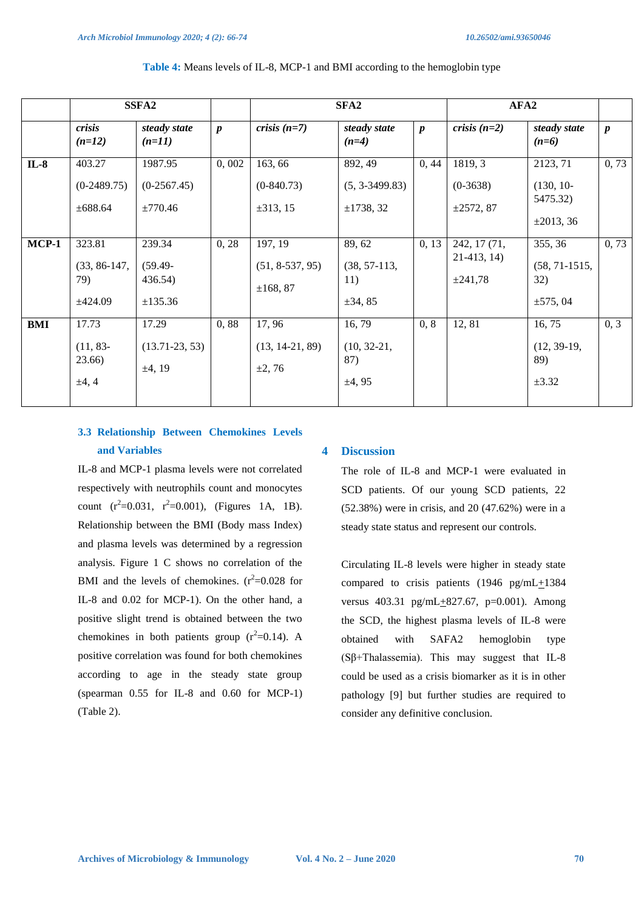**Table 4:** Means levels of IL-8, MCP-1 and BMI according to the hemoglobin type

| | SSFA2 | | | SFA2 | | | AFA2 | | |
|---|---|---|---|---|---|---|---|---|---|
| | *crisis (n=12)* | *steady state (n=11)* | *p* | *crisis (n=7)* | *steady state (n=4)* | *p* | *crisis (n=2)* | *steady state (n=6)* | *p* |
| **IL-8** | 403.27 (0-2489.75) ±688.64 | 1987.95 (0-2567.45) ±770.46 | 0, 002 | 163, 66 (0-840.73) ±313, 15 | 892, 49 (5, 3-3499.83) ±1738, 32 | 0, 44 | 1819, 3 (0-3638) ±2572, 87 | 2123, 71 (130, 10-5475.32) ±2013, 36 | 0, 73 |
| **MCP-1** | 323.81 (33, 86-147, 79) ±424.09 | 239.34 (59.49-436.54) ±135.36 | 0, 28 | 197, 19 (51, 8-537, 95) ±168, 87 | 89, 62 (38, 57-113, 11) ±34, 85 | 0, 13 | 242, 17 (71, 21-413, 14) ±241,78 | 355, 36 (58, 71-1515, 32) ±575, 04 | 0, 73 |
| **BMI** | 17.73 (11, 83-23.66) ±4, 4 | 17.29 (13.71-23, 53) ±4, 19 | 0, 88 | 17, 96 (13, 14-21, 89) ±2, 76 | 16, 79 (10, 32-21, 87) ±4, 95 | 0, 8 | 12, 81 | 16, 75 (12, 39-19, 89) ±3.32 | 0, 3 |

### 3.3 Relationship Between Chemokines Levels and Variables

IL-8 and MCP-1 plasma levels were not correlated respectively with neutrophils count and monocytes count ($r^2$=0.031, $r^2$=0.001), (Figures 1A, 1B). Relationship between the BMI (Body mass Index) and plasma levels was determined by a regression analysis. Figure 1 C shows no correlation of the BMI and the levels of chemokines. ($r^2$=0.028 for IL-8 and 0.02 for MCP-1). On the other hand, a positive slight trend is obtained between the two chemokines in both patients group ($r^2$=0.14). A positive correlation was found for both chemokines according to age in the steady state group (spearman 0.55 for IL-8 and 0.60 for MCP-1) (Table 2).

## 4 Discussion

The role of IL-8 and MCP-1 were evaluated in SCD patients. Of our young SCD patients, 22 (52.38%) were in crisis, and 20 (47.62%) were in a steady state status and represent our controls.

Circulating IL-8 levels were higher in steady state compared to crisis patients (1946 pg/mL±1384 versus 403.31 pg/mL±827.67, p=0.001). Among the SCD, the highest plasma levels of IL-8 were obtained with SAFA2 hemoglobin type (Sβ+Thalassemia). This may suggest that IL-8 could be used as a crisis biomarker as it is in other pathology [9] but further studies are required to consider any definitive conclusion.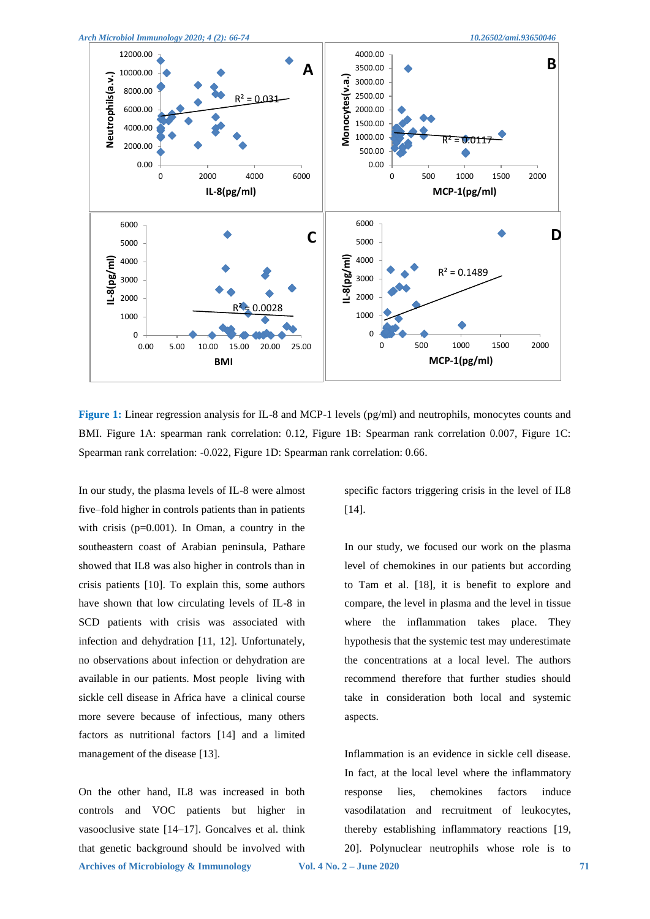**Figure 1:** Linear regression analysis for IL-8 and MCP-1 levels (pg/ml) and neutrophils, monocytes counts and BMI. Figure 1A: spearman rank correlation: 0.12, Figure 1B: Spearman rank correlation 0.007, Figure 1C: Spearman rank correlation: -0.022, Figure 1D: Spearman rank correlation: 0.66.

In our study, the plasma levels of IL-8 were almost five–fold higher in controls patients than in patients with crisis (p=0.001). In Oman, a country in the southeastern coast of Arabian peninsula, Pathare showed that IL8 was also higher in controls than in crisis patients [10]. To explain this, some authors have shown that low circulating levels of IL-8 in SCD patients with crisis was associated with infection and dehydration [11, 12]. Unfortunately, no observations about infection or dehydration are available in our patients. Most people living with sickle cell disease in Africa have a clinical course more severe because of infectious, many others factors as nutritional factors [14] and a limited management of the disease [13].

On the other hand, IL8 was increased in both controls and VOC patients but higher in vasooclusive state [14–17]. Goncalves et al. think that genetic background should be involved with specific factors triggering crisis in the level of IL8 [14].

In our study, we focused our work on the plasma level of chemokines in our patients but according to Tam et al. [18], it is benefit to explore and compare, the level in plasma and the level in tissue where the inflammation takes place. They hypothesis that the systemic test may underestimate the concentrations at a local level. The authors recommend therefore that further studies should take in consideration both local and systemic aspects.

Inflammation is an evidence in sickle cell disease. In fact, at the local level where the inflammatory response lies, chemokines factors induce vasodilatation and recruitment of leukocytes, thereby establishing inflammatory reactions [19, 20]. Polynuclear neutrophils whose role is to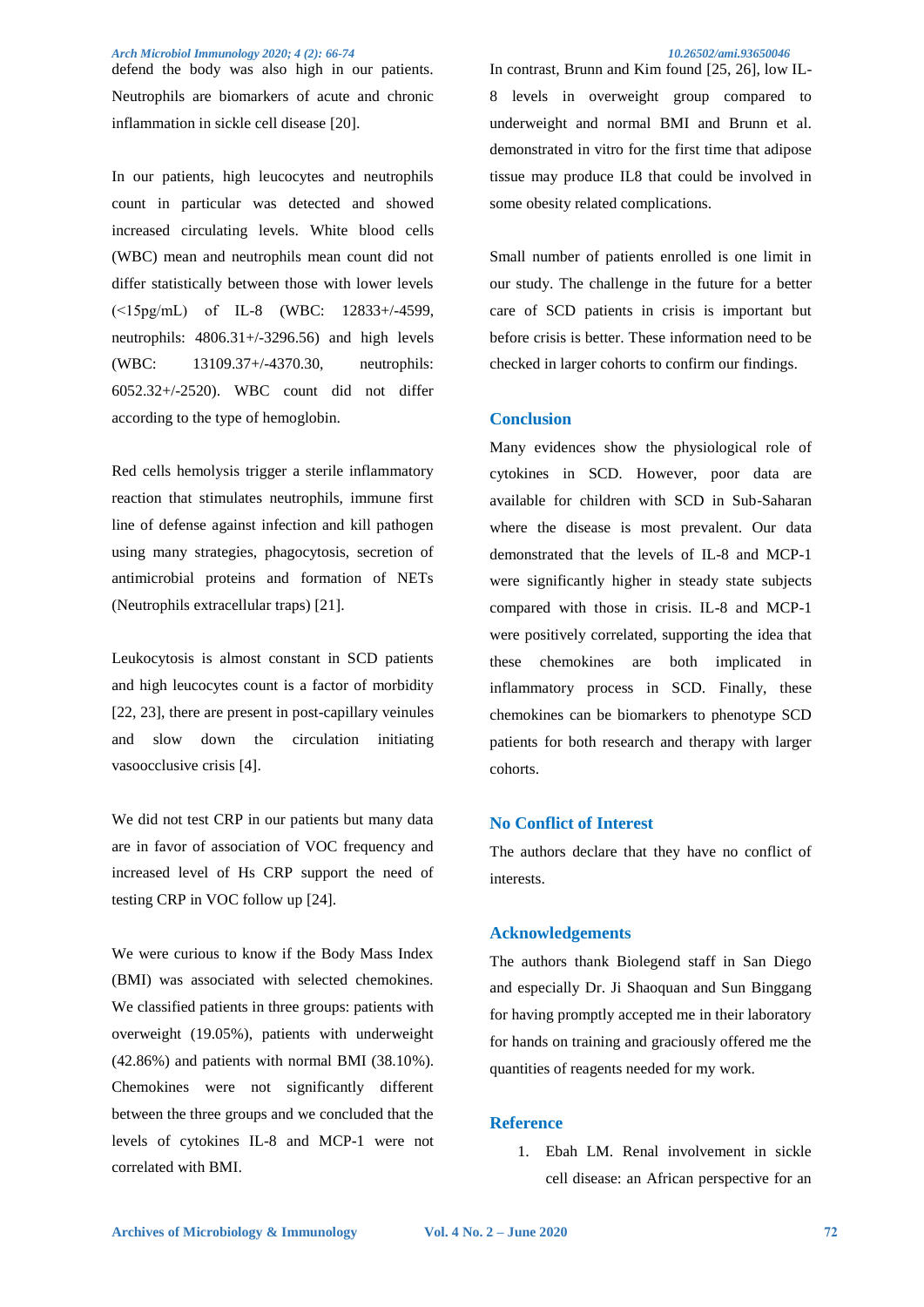defend the body was also high in our patients. Neutrophils are biomarkers of acute and chronic inflammation in sickle cell disease [20].

In our patients, high leucocytes and neutrophils count in particular was detected and showed increased circulating levels. White blood cells (WBC) mean and neutrophils mean count did not differ statistically between those with lower levels (<15pg/mL) of IL-8 (WBC: 12833+/-4599, neutrophils: 4806.31+/-3296.56) and high levels (WBC: 13109.37+/-4370.30, neutrophils: 6052.32+/-2520). WBC count did not differ according to the type of hemoglobin.

Red cells hemolysis trigger a sterile inflammatory reaction that stimulates neutrophils, immune first line of defense against infection and kill pathogen using many strategies, phagocytosis, secretion of antimicrobial proteins and formation of NETs (Neutrophils extracellular traps) [21].

Leukocytosis is almost constant in SCD patients and high leucocytes count is a factor of morbidity [22, 23], there are present in post-capillary veinules and slow down the circulation initiating vasoocclusive crisis [4].

We did not test CRP in our patients but many data are in favor of association of VOC frequency and increased level of Hs CRP support the need of testing CRP in VOC follow up [24].

We were curious to know if the Body Mass Index (BMI) was associated with selected chemokines. We classified patients in three groups: patients with overweight (19.05%), patients with underweight (42.86%) and patients with normal BMI (38.10%). Chemokines were not significantly different between the three groups and we concluded that the levels of cytokines IL-8 and MCP-1 were not correlated with BMI.

In contrast, Brunn and Kim found [25, 26], low IL-8 levels in overweight group compared to underweight and normal BMI and Brunn et al. demonstrated in vitro for the first time that adipose tissue may produce IL8 that could be involved in some obesity related complications.

Small number of patients enrolled is one limit in our study. The challenge in the future for a better care of SCD patients in crisis is important but before crisis is better. These information need to be checked in larger cohorts to confirm our findings.

## Conclusion

Many evidences show the physiological role of cytokines in SCD. However, poor data are available for children with SCD in Sub-Saharan where the disease is most prevalent. Our data demonstrated that the levels of IL-8 and MCP-1 were significantly higher in steady state subjects compared with those in crisis. IL-8 and MCP-1 were positively correlated, supporting the idea that these chemokines are both implicated in inflammatory process in SCD. Finally, these chemokines can be biomarkers to phenotype SCD patients for both research and therapy with larger cohorts.

## No Conflict of Interest

The authors declare that they have no conflict of interests.

## Acknowledgements

The authors thank Biolegend staff in San Diego and especially Dr. Ji Shaoquan and Sun Binggang for having promptly accepted me in their laboratory for hands on training and graciously offered me the quantities of reagents needed for my work.

## Reference

1. Ebah LM. Renal involvement in sickle cell disease: an African perspective for an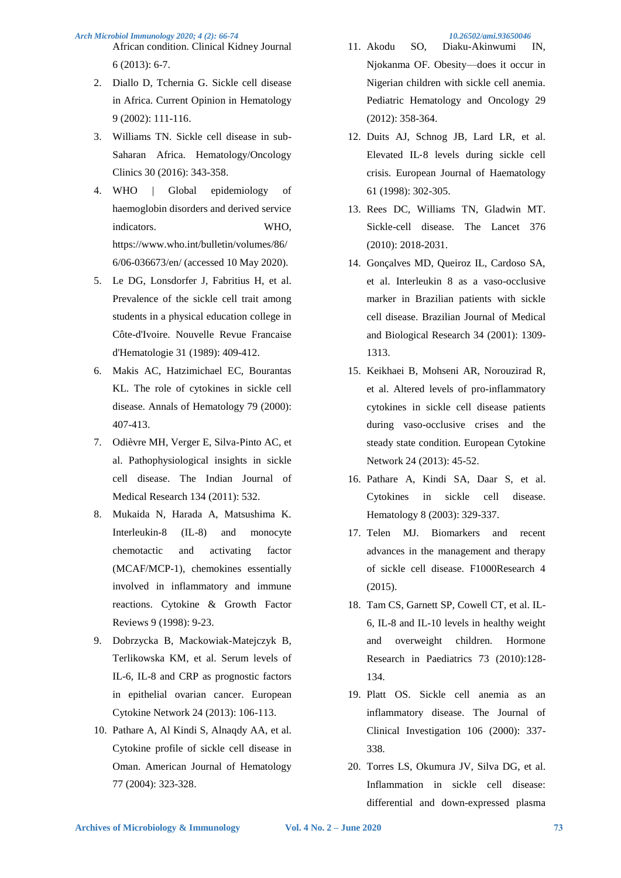African condition. Clinical Kidney Journal 6 (2013): 6-7.

2. Diallo D, Tchernia G. Sickle cell disease in Africa. Current Opinion in Hematology 9 (2002): 111-116.
3. Williams TN. Sickle cell disease in sub-Saharan Africa. Hematology/Oncology Clinics 30 (2016): 343-358.
4. WHO | Global epidemiology of haemoglobin disorders and derived service indicators. WHO, https://www.who.int/bulletin/volumes/86/6/06-036673/en/ (accessed 10 May 2020).
5. Le DG, Lonsdorfer J, Fabritius H, et al. Prevalence of the sickle cell trait among students in a physical education college in Côte-d'Ivoire. Nouvelle Revue Francaise d'Hematologie 31 (1989): 409-412.
6. Makis AC, Hatzimichael EC, Bourantas KL. The role of cytokines in sickle cell disease. Annals of Hematology 79 (2000): 407-413.
7. Odièvre MH, Verger E, Silva-Pinto AC, et al. Pathophysiological insights in sickle cell disease. The Indian Journal of Medical Research 134 (2011): 532.
8. Mukaida N, Harada A, Matsushima K. Interleukin-8 (IL-8) and monocyte chemotactic and activating factor (MCAF/MCP-1), chemokines essentially involved in inflammatory and immune reactions. Cytokine & Growth Factor Reviews 9 (1998): 9-23.
9. Dobrzycka B, Mackowiak-Matejczyk B, Terlikowska KM, et al. Serum levels of IL-6, IL-8 and CRP as prognostic factors in epithelial ovarian cancer. European Cytokine Network 24 (2013): 106-113.
10. Pathare A, Al Kindi S, Alnaqdy AA, et al. Cytokine profile of sickle cell disease in Oman. American Journal of Hematology 77 (2004): 323-328.
11. Akodu SO, Diaku-Akinwumi IN, Njokanma OF. Obesity—does it occur in Nigerian children with sickle cell anemia. Pediatric Hematology and Oncology 29 (2012): 358-364.
12. Duits AJ, Schnog JB, Lard LR, et al. Elevated IL-8 levels during sickle cell crisis. European Journal of Haematology 61 (1998): 302-305.
13. Rees DC, Williams TN, Gladwin MT. Sickle-cell disease. The Lancet 376 (2010): 2018-2031.
14. Gonçalves MD, Queiroz IL, Cardoso SA, et al. Interleukin 8 as a vaso-occlusive marker in Brazilian patients with sickle cell disease. Brazilian Journal of Medical and Biological Research 34 (2001): 1309-1313.
15. Keikhaei B, Mohseni AR, Norouzirad R, et al. Altered levels of pro-inflammatory cytokines in sickle cell disease patients during vaso-occlusive crises and the steady state condition. European Cytokine Network 24 (2013): 45-52.
16. Pathare A, Kindi SA, Daar S, et al. Cytokines in sickle cell disease. Hematology 8 (2003): 329-337.
17. Telen MJ. Biomarkers and recent advances in the management and therapy of sickle cell disease. F1000Research 4 (2015).
18. Tam CS, Garnett SP, Cowell CT, et al. IL-6, IL-8 and IL-10 levels in healthy weight and overweight children. Hormone Research in Paediatrics 73 (2010):128-134.
19. Platt OS. Sickle cell anemia as an inflammatory disease. The Journal of Clinical Investigation 106 (2000): 337-338.
20. Torres LS, Okumura JV, Silva DG, et al. Inflammation in sickle cell disease: differential and down-expressed plasma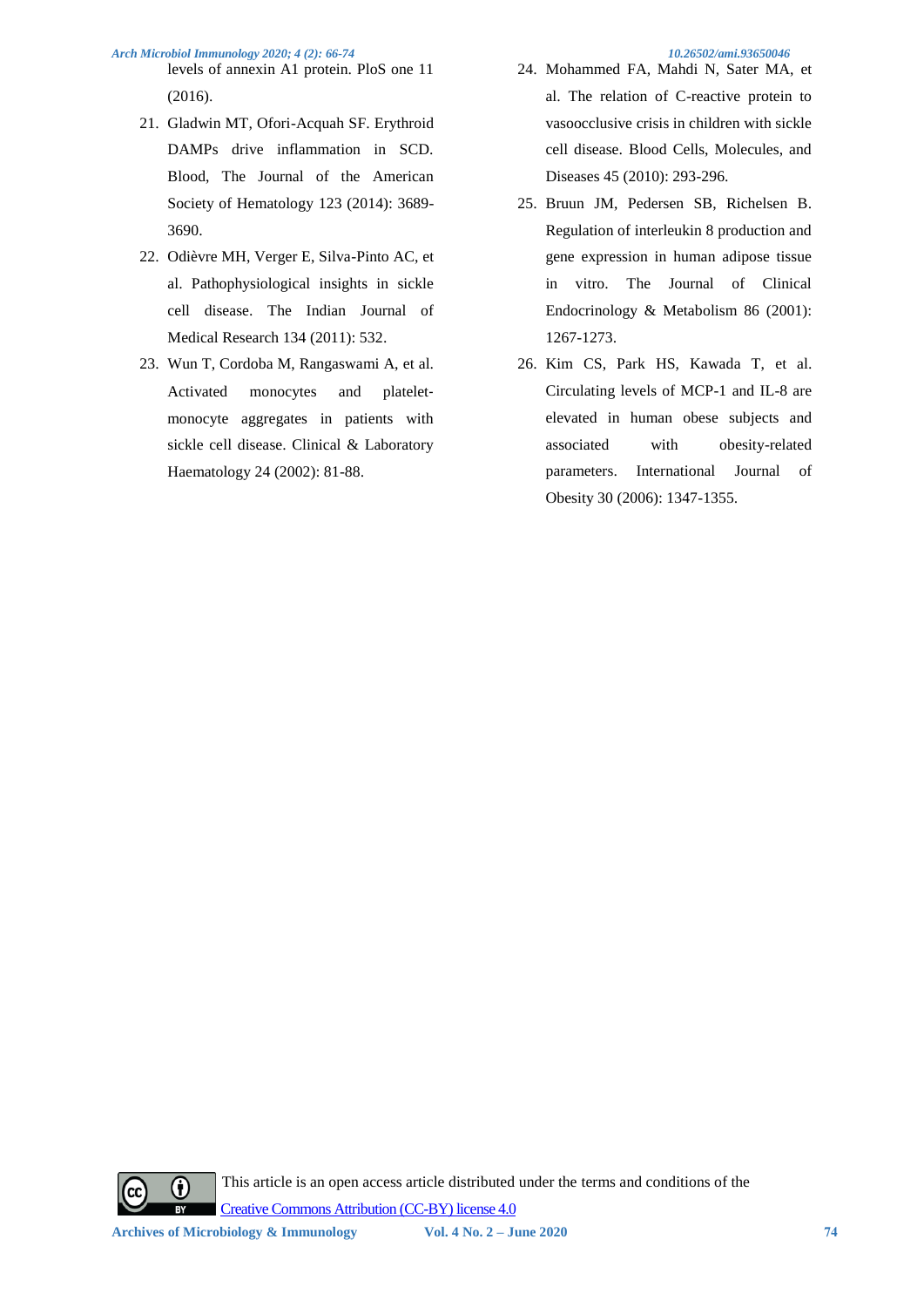levels of annexin A1 protein. PloS one 11 (2016).

21. Gladwin MT, Ofori-Acquah SF. Erythroid DAMPs drive inflammation in SCD. Blood, The Journal of the American Society of Hematology 123 (2014): 3689-3690.
22. Odièvre MH, Verger E, Silva-Pinto AC, et al. Pathophysiological insights in sickle cell disease. The Indian Journal of Medical Research 134 (2011): 532.
23. Wun T, Cordoba M, Rangaswami A, et al. Activated monocytes and platelet-monocyte aggregates in patients with sickle cell disease. Clinical & Laboratory Haematology 24 (2002): 81-88.
24. Mohammed FA, Mahdi N, Sater MA, et al. The relation of C-reactive protein to vasoocclusive crisis in children with sickle cell disease. Blood Cells, Molecules, and Diseases 45 (2010): 293-296.
25. Bruun JM, Pedersen SB, Richelsen B. Regulation of interleukin 8 production and gene expression in human adipose tissue in vitro. The Journal of Clinical Endocrinology & Metabolism 86 (2001): 1267-1273.
26. Kim CS, Park HS, Kawada T, et al. Circulating levels of MCP-1 and IL-8 are elevated in human obese subjects and associated with obesity-related parameters. International Journal of Obesity 30 (2006): 1347-1355.

This article is an open access article distributed under the terms and conditions of the Creative Commons Attribution (CC-BY) license 4.0